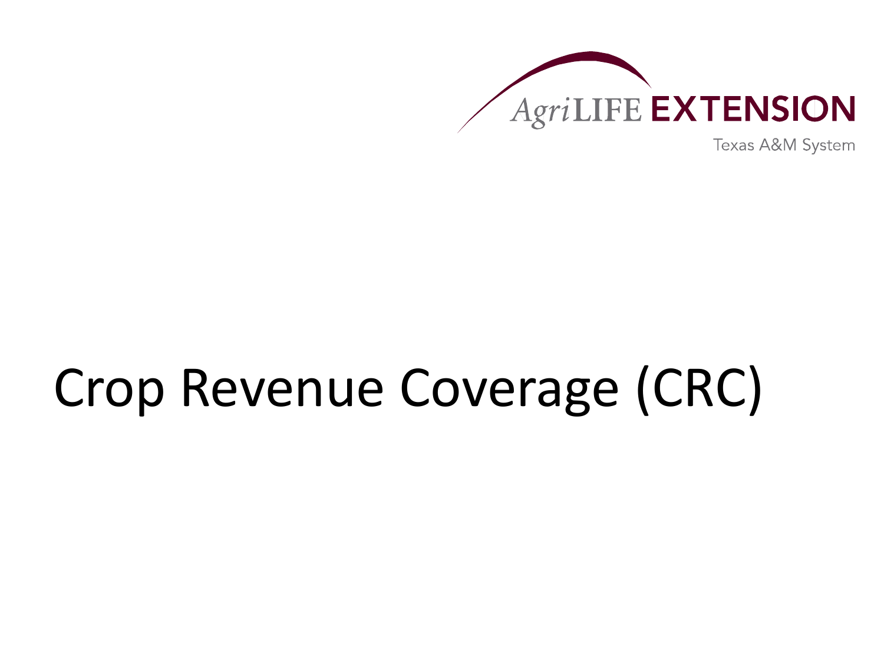AgriLIFE EXTENSION

Texas A&M System

# Crop Revenue Coverage (CRC)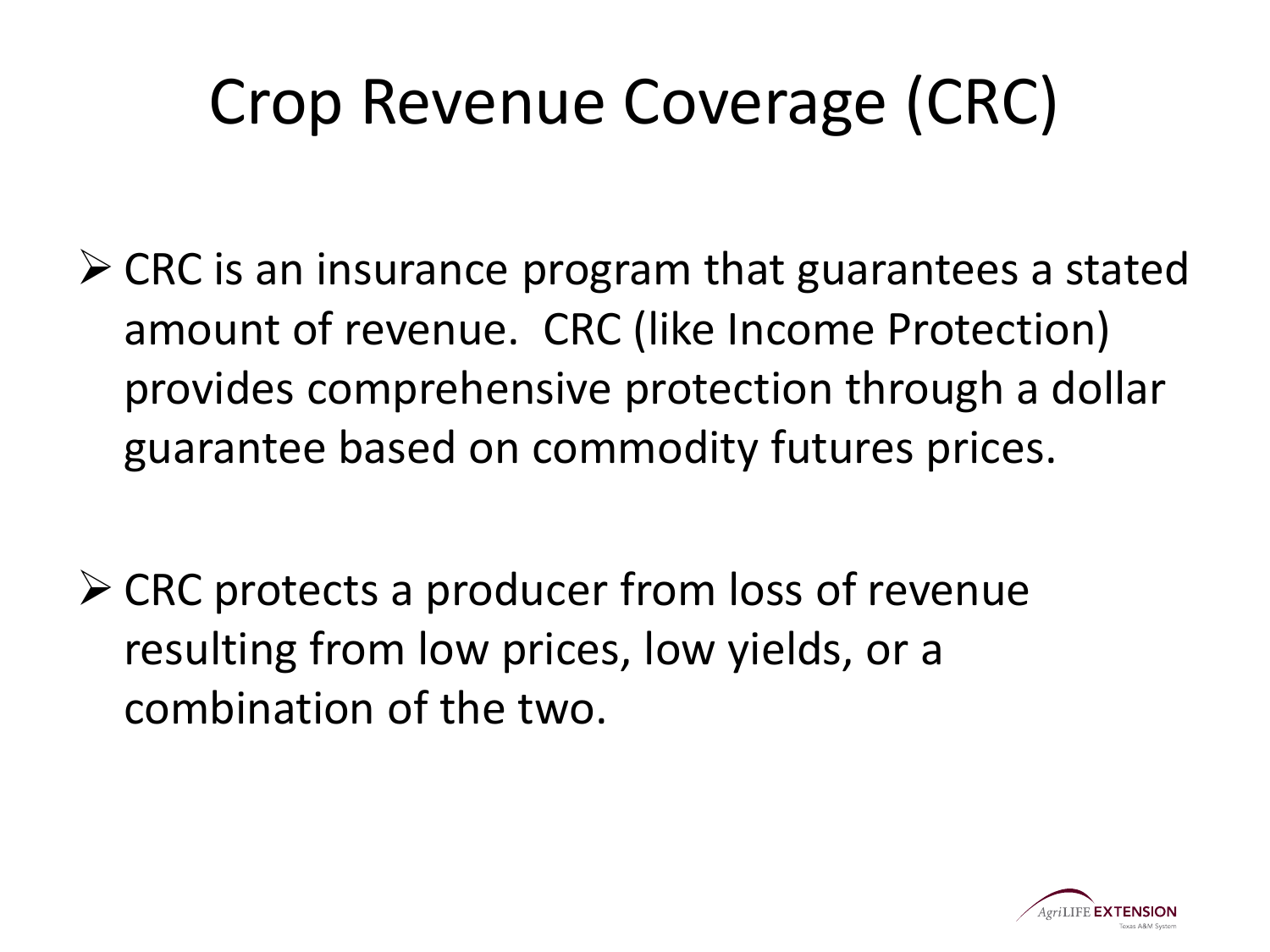# Crop Revenue Coverage (CRC)

- CRC is an insurance program that guarantees a stated amount of revenue. CRC (like Income Protection) provides comprehensive protection through a dollar guarantee based on commodity futures prices.

- CRC protects a producer from loss of revenue resulting from low prices, low yields, or a combination of the two.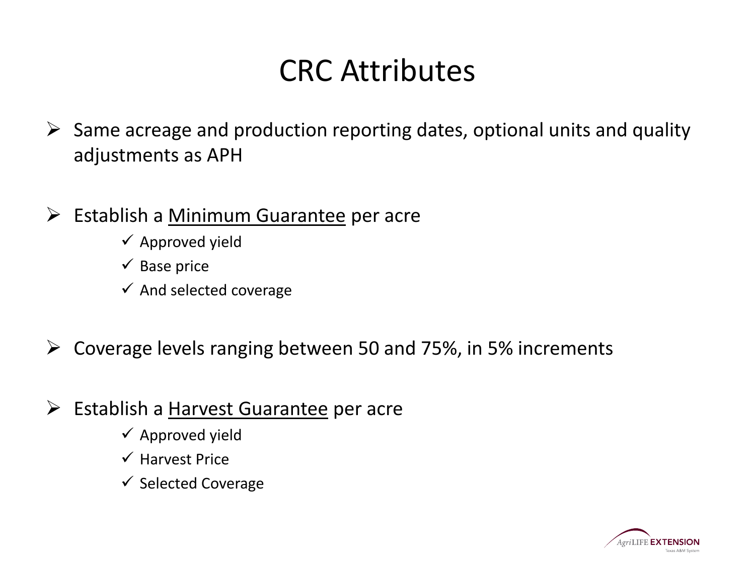# CRC Attributes

- Same acreage and production reporting dates, optional units and quality adjustments as APH

- Establish a <u>Minimum Guarantee</u> per acre
  - ✓ Approved yield
  - ✓ Base price
  - ✓ And selected coverage

- Coverage levels ranging between 50 and 75%, in 5% increments

- Establish a <u>Harvest Guarantee</u> per acre
  - ✓ Approved yield
  - ✓ Harvest Price
  - ✓ Selected Coverage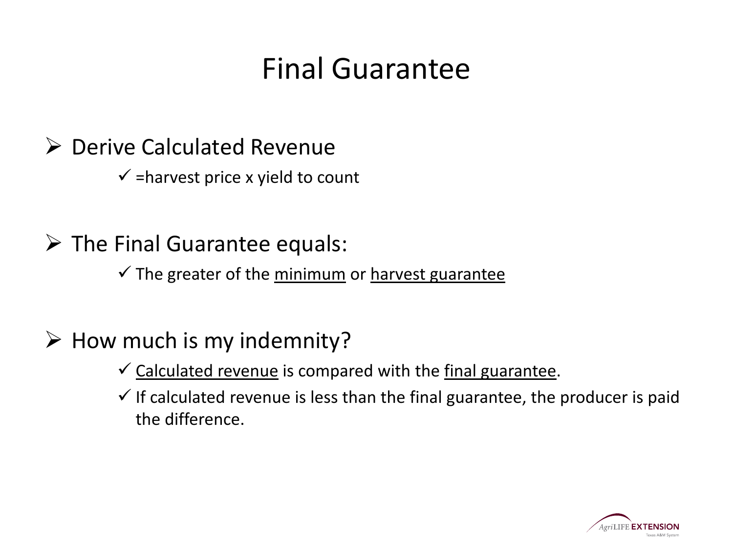# Final Guarantee

- Derive Calculated Revenue
  - ✓ =harvest price x yield to count

- The Final Guarantee equals:
  - ✓ The greater of the <u>minimum</u> or <u>harvest guarantee</u>

- How much is my indemnity?
  - ✓ <u>Calculated revenue</u> is compared with the <u>final guarantee</u>.
  - ✓ If calculated revenue is less than the final guarantee, the producer is paid the difference.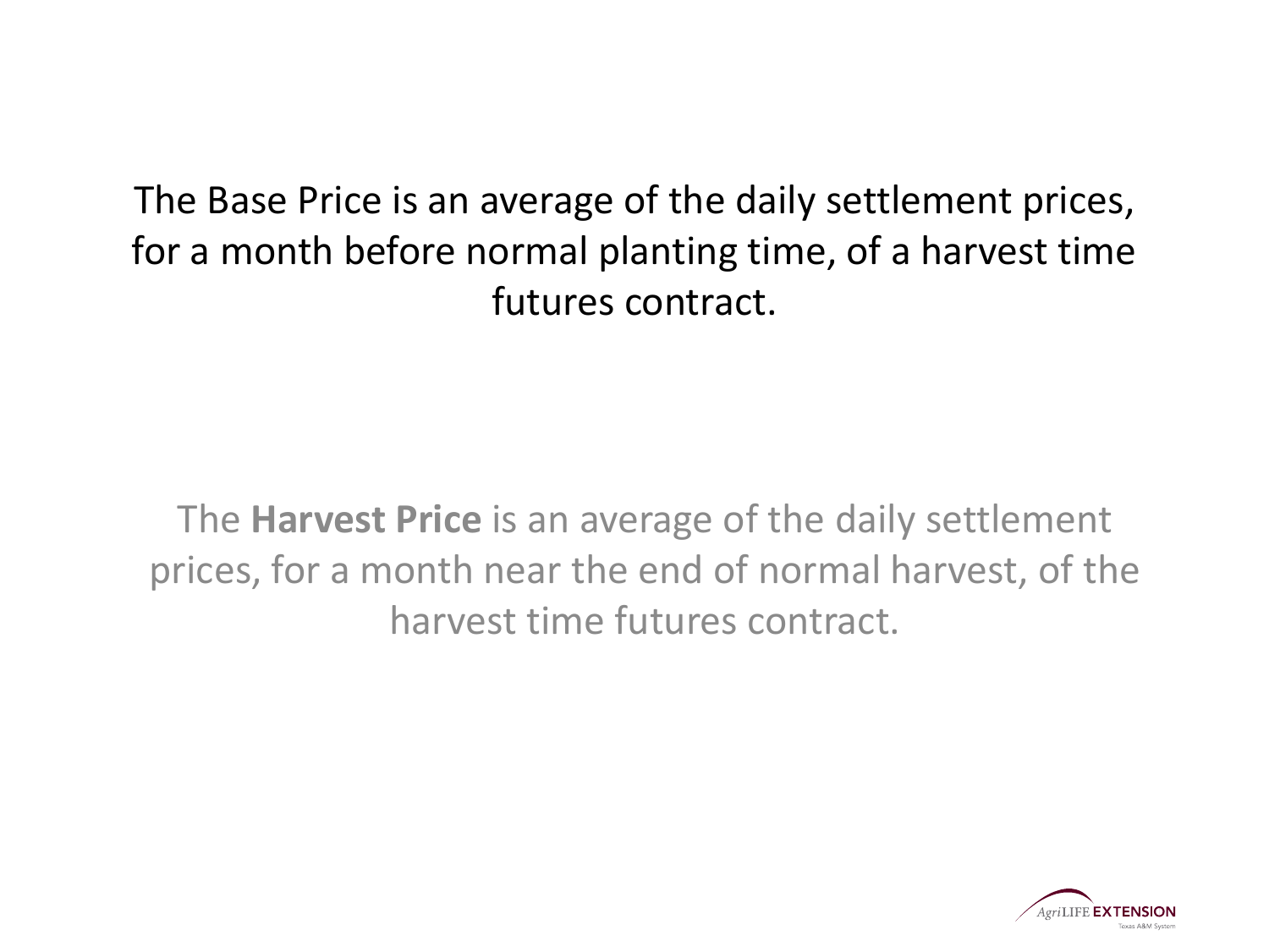The Base Price is an average of the daily settlement prices, for a month before normal planting time, of a harvest time futures contract.

The **Harvest Price** is an average of the daily settlement prices, for a month near the end of normal harvest, of the harvest time futures contract.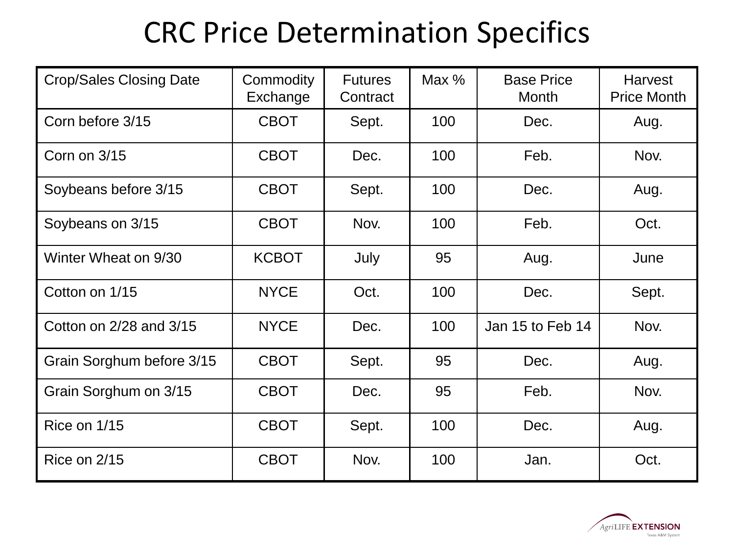# CRC Price Determination Specifics

| Crop/Sales Closing Date | Commodity Exchange | Futures Contract | Max % | Base Price Month | Harvest Price Month |
|---|---|---|---|---|---|
| Corn before 3/15 | CBOT | Sept. | 100 | Dec. | Aug. |
| Corn on 3/15 | CBOT | Dec. | 100 | Feb. | Nov. |
| Soybeans before 3/15 | CBOT | Sept. | 100 | Dec. | Aug. |
| Soybeans on 3/15 | CBOT | Nov. | 100 | Feb. | Oct. |
| Winter Wheat on 9/30 | KCBOT | July | 95 | Aug. | June |
| Cotton on 1/15 | NYCE | Oct. | 100 | Dec. | Sept. |
| Cotton on 2/28 and 3/15 | NYCE | Dec. | 100 | Jan 15 to Feb 14 | Nov. |
| Grain Sorghum before 3/15 | CBOT | Sept. | 95 | Dec. | Aug. |
| Grain Sorghum on 3/15 | CBOT | Dec. | 95 | Feb. | Nov. |
| Rice on 1/15 | CBOT | Sept. | 100 | Dec. | Aug. |
| Rice on 2/15 | CBOT | Nov. | 100 | Jan. | Oct. |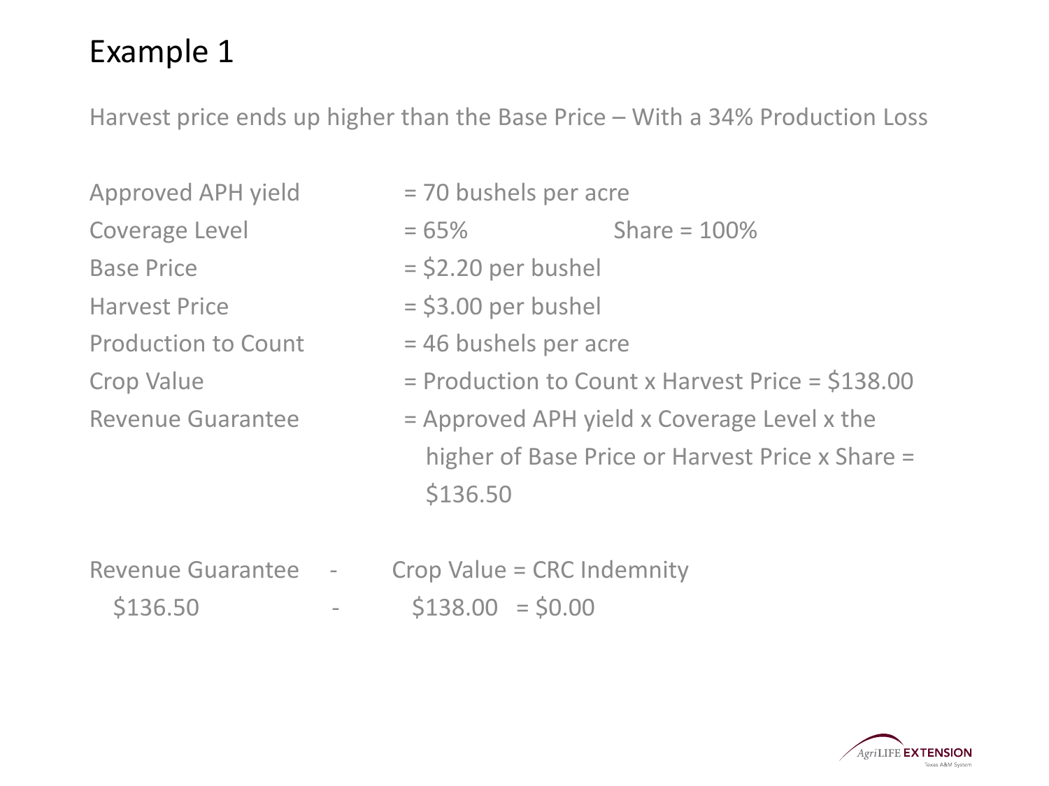# Example 1

Harvest price ends up higher than the Base Price – With a 34% Production Loss

Approved APH yield = 70 bushels per acre

Coverage Level = 65% Share = 100%

Base Price = $2.20 per bushel

Harvest Price = $3.00 per bushel

Production to Count = 46 bushels per acre

Crop Value = Production to Count x Harvest Price = $138.00

Revenue Guarantee = Approved APH yield x Coverage Level x the higher of Base Price or Harvest Price x Share = $136.50

Revenue Guarantee - Crop Value = CRC Indemnity

$136.50 - $138.00 = $0.00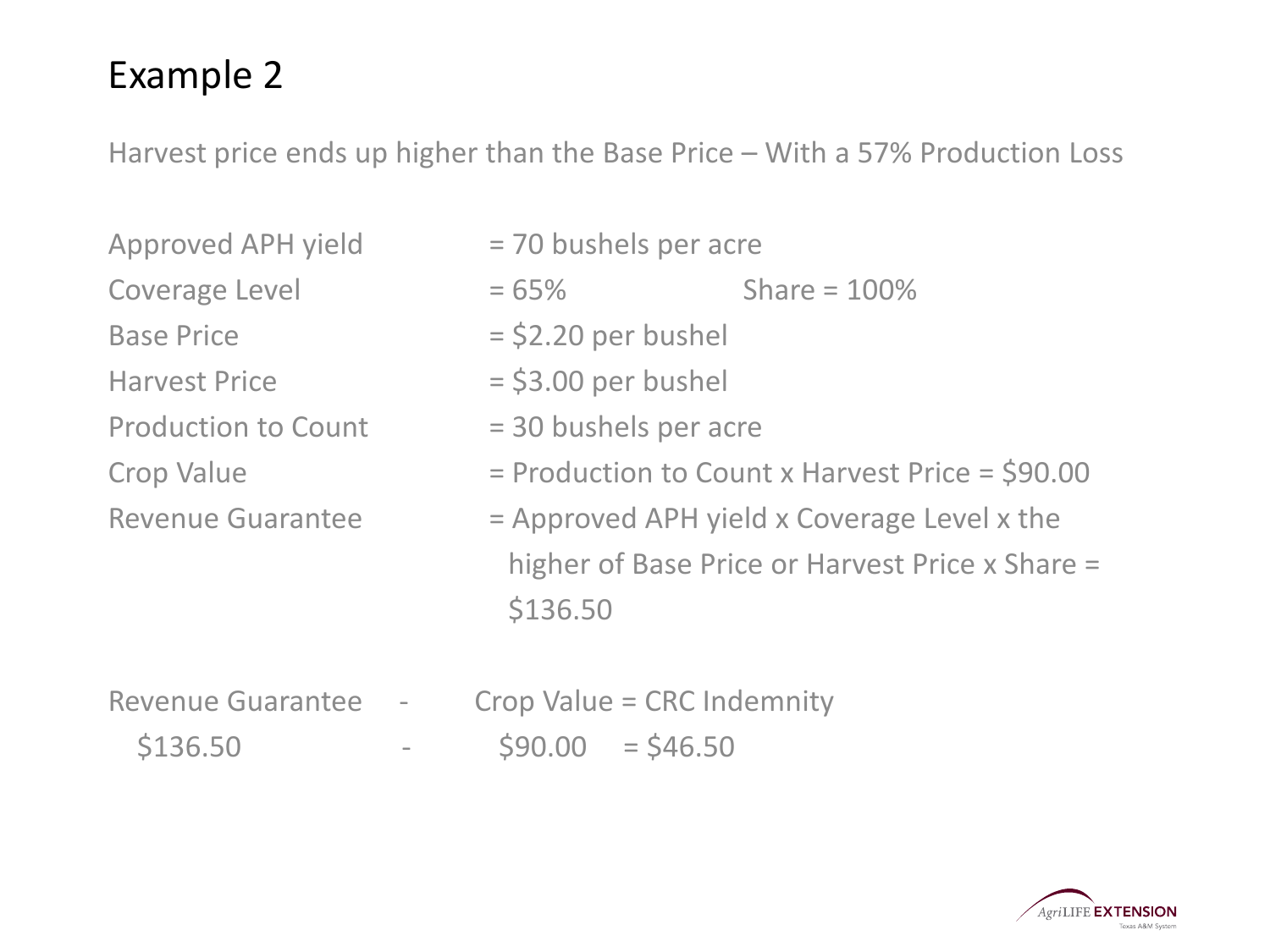# Example 2

Harvest price ends up higher than the Base Price – With a 57% Production Loss

Approved APH yield = 70 bushels per acre

Coverage Level = 65% Share = 100%

Base Price = $2.20 per bushel

Harvest Price = $3.00 per bushel

Production to Count = 30 bushels per acre

Crop Value = Production to Count x Harvest Price = $90.00

Revenue Guarantee = Approved APH yield x Coverage Level x the higher of Base Price or Harvest Price x Share = $136.50

Revenue Guarantee - Crop Value = CRC Indemnity

$136.50 - $90.00 = $46.50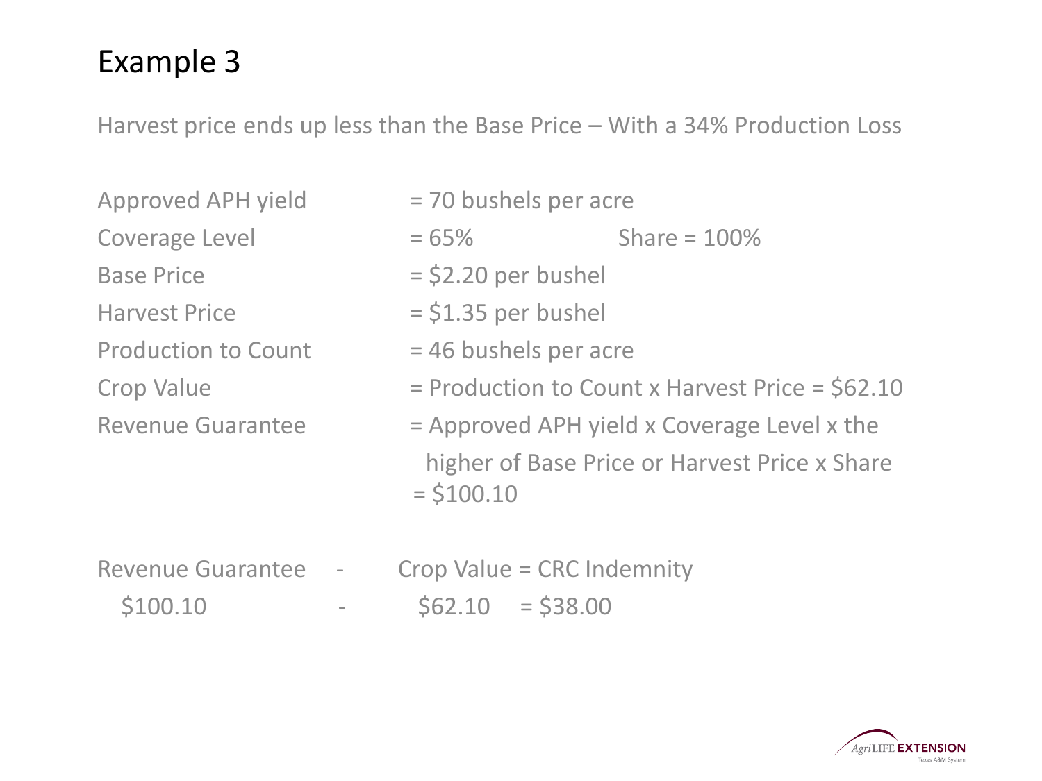# Example 3

Harvest price ends up less than the Base Price – With a 34% Production Loss

| | |
|---|---|
| Approved APH yield | = 70 bushels per acre |
| Coverage Level | = 65%          Share = 100% |
| Base Price | = $2.20 per bushel |
| Harvest Price | = $1.35 per bushel |
| Production to Count | = 46 bushels per acre |
| Crop Value | = Production to Count x Harvest Price = $62.10 |
| Revenue Guarantee | = Approved APH yield x Coverage Level x the higher of Base Price or Harvest Price x Share = $100.10 |

| Revenue Guarantee | - | Crop Value = CRC Indemnity |
|---|---|---|
| $100.10 | - | $62.10 = $38.00 |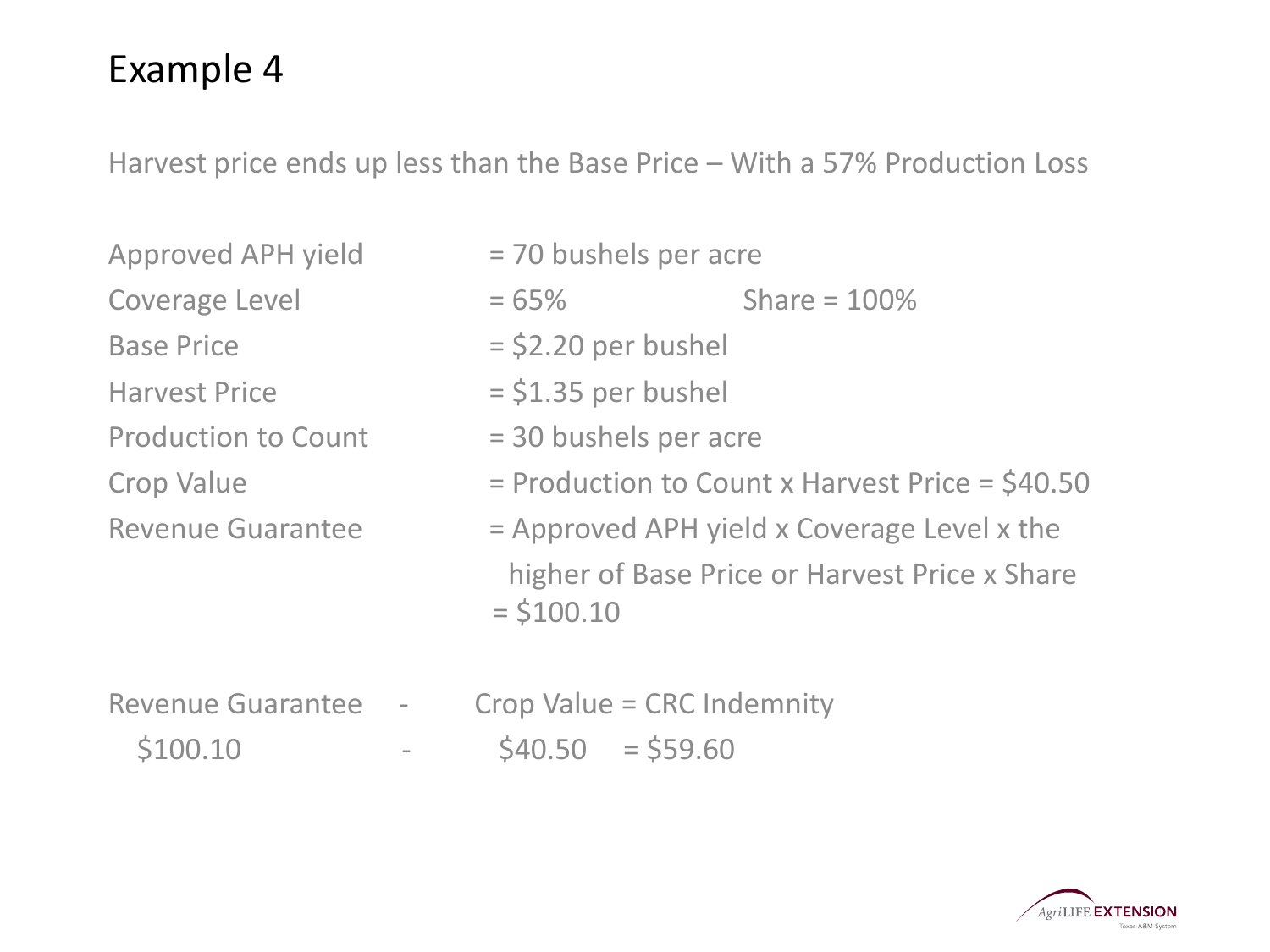# Example 4

Harvest price ends up less than the Base Price – With a 57% Production Loss

Approved APH yield = 70 bushels per acre

Coverage Level = 65% Share = 100%

Base Price = $2.20 per bushel

Harvest Price = $1.35 per bushel

Production to Count = 30 bushels per acre

Crop Value = Production to Count x Harvest Price = $40.50

Revenue Guarantee = Approved APH yield x Coverage Level x the higher of Base Price or Harvest Price x Share = $100.10

Revenue Guarantee - Crop Value = CRC Indemnity

$100.10 - $40.50 = $59.60